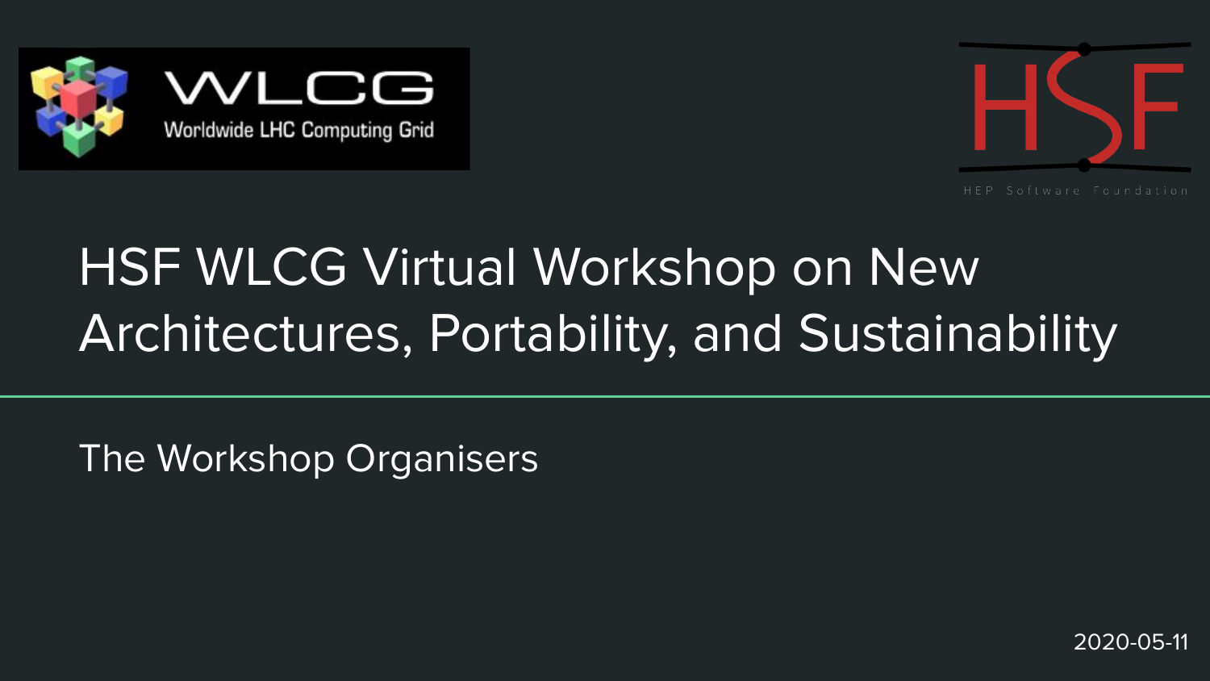WLCG

Worldwide LHC Computing Grid

HSF

HEP Software Foundation

# HSF WLCG Virtual Workshop on New Architectures, Portability, and Sustainability

The Workshop Organisers

2020-05-11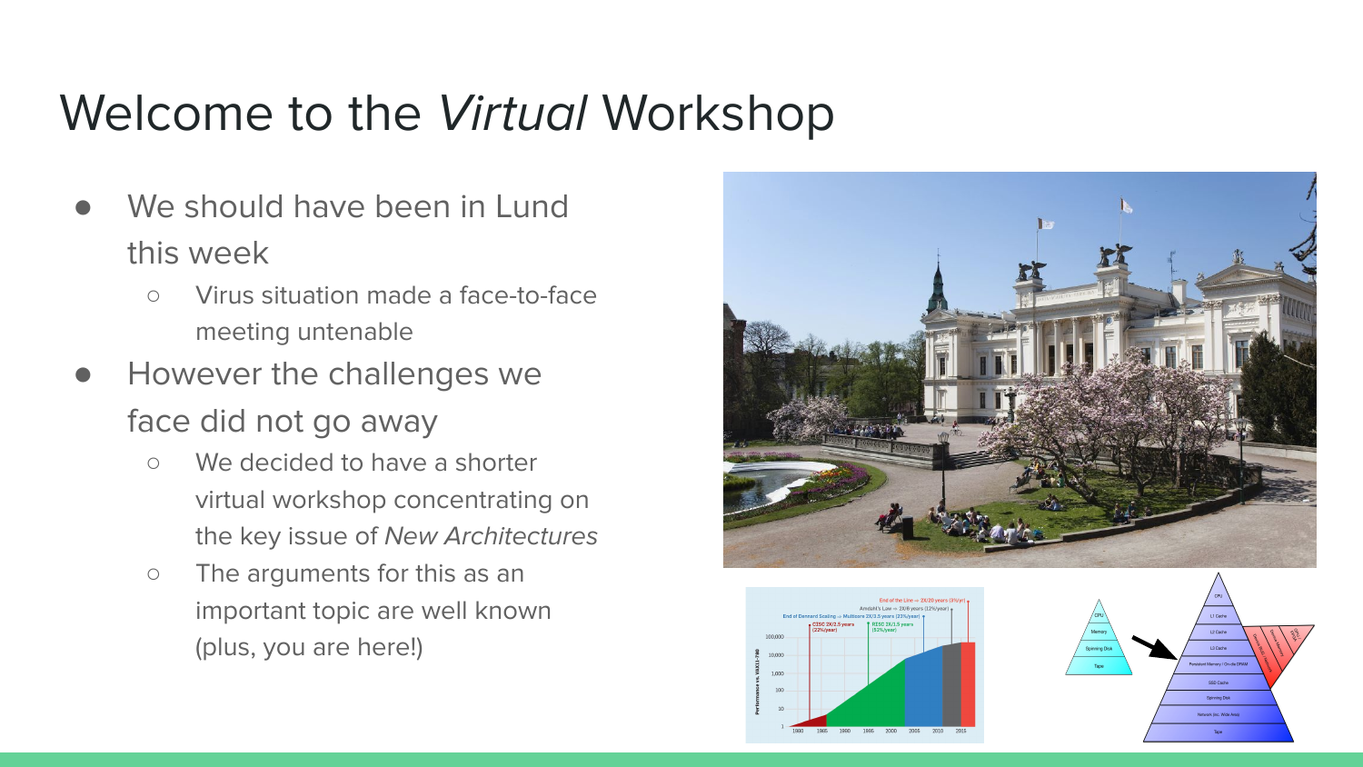# Welcome to the *Virtual* Workshop

- We should have been in Lund this week
  - Virus situation made a face-to-face meeting untenable
- However the challenges we face did not go away
  - We decided to have a shorter virtual workshop concentrating on the key issue of *New Architectures*
  - The arguments for this as an important topic are well known (plus, you are here!)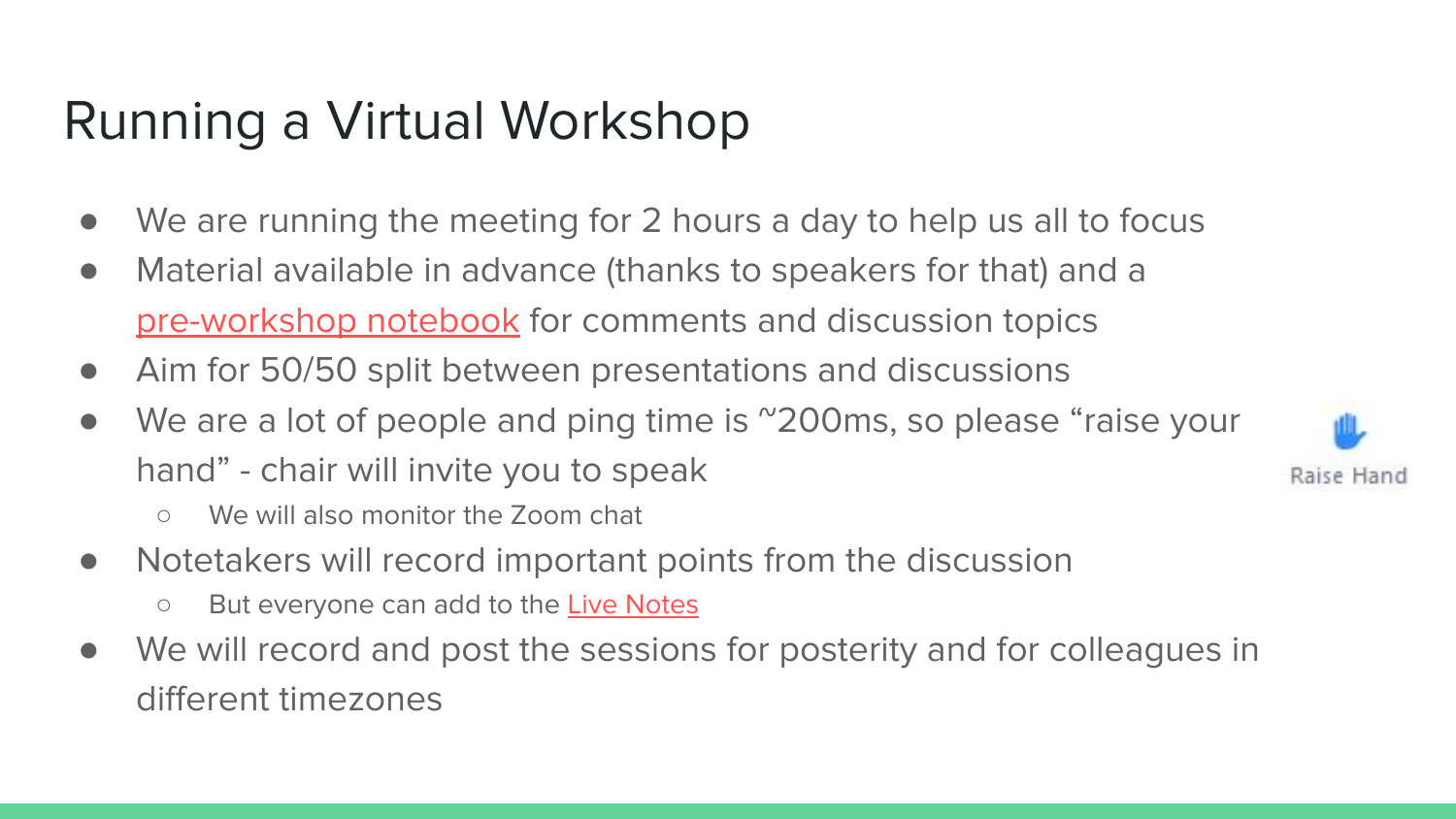# Running a Virtual Workshop

- We are running the meeting for 2 hours a day to help us all to focus
- Material available in advance (thanks to speakers for that) and a pre-workshop notebook for comments and discussion topics
- Aim for 50/50 split between presentations and discussions
- We are a lot of people and ping time is ~200ms, so please "raise your hand" - chair will invite you to speak
  - We will also monitor the Zoom chat
- Notetakers will record important points from the discussion
  - But everyone can add to the Live Notes
- We will record and post the sessions for posterity and for colleagues in different timezones

Raise Hand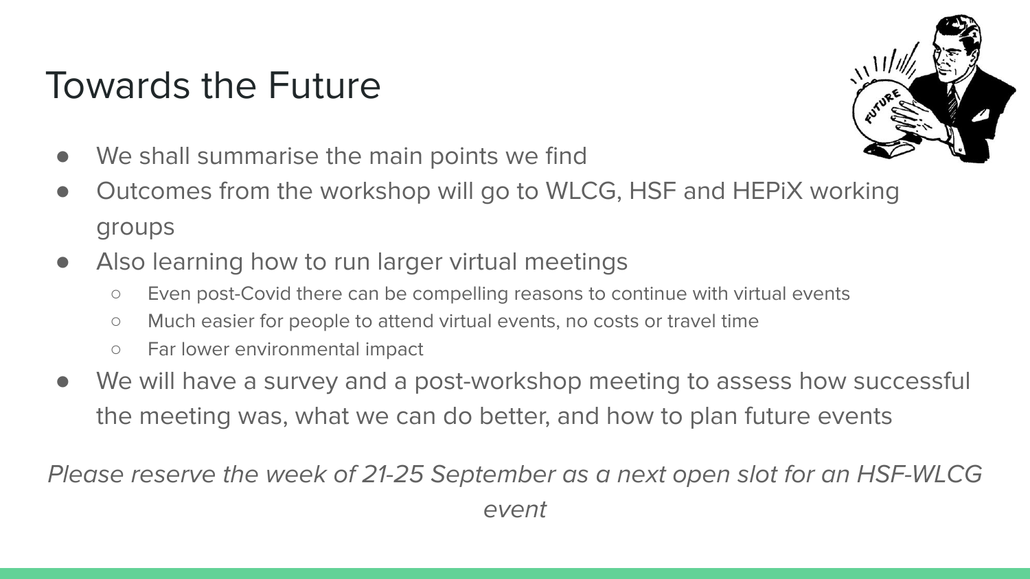# Towards the Future

- We shall summarise the main points we find
- Outcomes from the workshop will go to WLCG, HSF and HEPiX working groups
- Also learning how to run larger virtual meetings
  - Even post-Covid there can be compelling reasons to continue with virtual events
  - Much easier for people to attend virtual events, no costs or travel time
  - Far lower environmental impact
- We will have a survey and a post-workshop meeting to assess how successful the meeting was, what we can do better, and how to plan future events

*Please reserve the week of 21-25 September as a next open slot for an HSF-WLCG event*